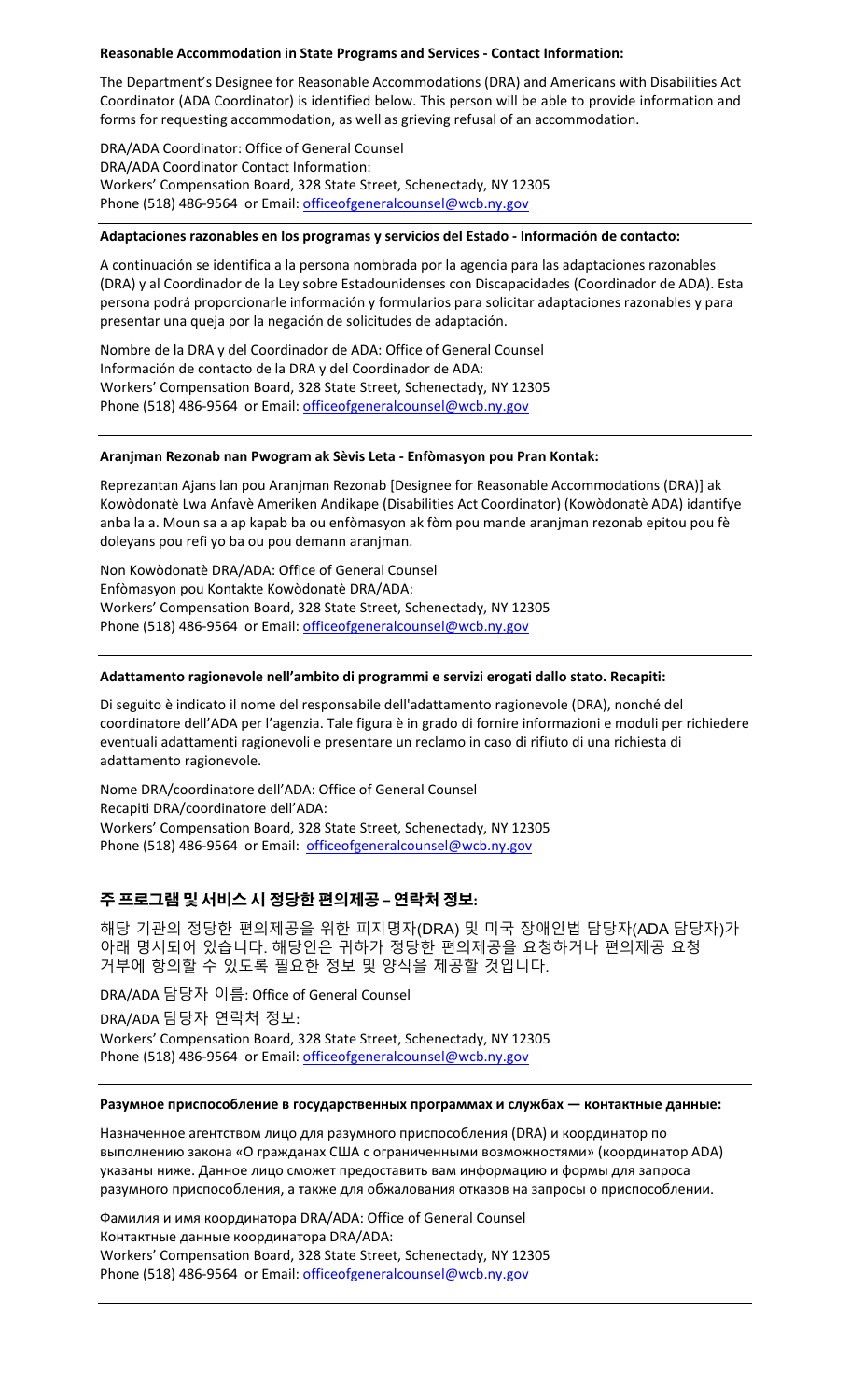**Reasonable Accommodation in State Programs and Services - Contact Information:**

The Department's Designee for Reasonable Accommodations (DRA) and Americans with Disabilities Act Coordinator (ADA Coordinator) is identified below. This person will be able to provide information and forms for requesting accommodation, as well as grieving refusal of an accommodation.

DRA/ADA Coordinator: Office of General Counsel
DRA/ADA Coordinator Contact Information:
Workers' Compensation Board, 328 State Street, Schenectady, NY 12305
Phone (518) 486-9564 or Email: officeofgeneralcounsel@wcb.ny.gov

---

**Adaptaciones razonables en los programas y servicios del Estado - Información de contacto:**

A continuación se identifica a la persona nombrada por la agencia para las adaptaciones razonables (DRA) y al Coordinador de la Ley sobre Estadounidenses con Discapacidades (Coordinador de ADA). Esta persona podrá proporcionarle información y formularios para solicitar adaptaciones razonables y para presentar una queja por la negación de solicitudes de adaptación.

Nombre de la DRA y del Coordinador de ADA: Office of General Counsel
Información de contacto de la DRA y del Coordinador de ADA:
Workers' Compensation Board, 328 State Street, Schenectady, NY 12305
Phone (518) 486-9564 or Email: officeofgeneralcounsel@wcb.ny.gov

---

**Aranjman Rezonab nan Pwogram ak Sèvis Leta - Enfòmasyon pou Pran Kontak:**

Reprezantan Ajans lan pou Aranjman Rezonab [Designee for Reasonable Accommodations (DRA)] ak Kowòdonatè Lwa Anfavè Ameriken Andikape (Disabilities Act Coordinator) (Kowòdonatè ADA) idantifye anba la a. Moun sa a ap kapab ba ou enfòmasyon ak fòm pou mande aranjman rezonab epitou pou fè doleyans pou refi yo ba ou pou demann aranjman.

Non Kowòdonatè DRA/ADA: Office of General Counsel
Enfòmasyon pou Kontakte Kowòdonatè DRA/ADA:
Workers' Compensation Board, 328 State Street, Schenectady, NY 12305
Phone (518) 486-9564 or Email: officeofgeneralcounsel@wcb.ny.gov

---

**Adattamento ragionevole nell'ambito di programmi e servizi erogati dallo stato. Recapiti:**

Di seguito è indicato il nome del responsabile dell'adattamento ragionevole (DRA), nonché del coordinatore dell'ADA per l'agenzia. Tale figura è in grado di fornire informazioni e moduli per richiedere eventuali adattamenti ragionevoli e presentare un reclamo in caso di rifiuto di una richiesta di adattamento ragionevole.

Nome DRA/coordinatore dell'ADA: Office of General Counsel
Recapiti DRA/coordinatore dell'ADA:
Workers' Compensation Board, 328 State Street, Schenectady, NY 12305
Phone (518) 486-9564 or Email: officeofgeneralcounsel@wcb.ny.gov

---

**주 프로그램 및 서비스 시 정당한 편의제공 – 연락처 정보:**

해당 기관의 정당한 편의제공을 위한 피지명자(DRA) 및 미국 장애인법 담당자(ADA 담당자)가 아래 명시되어 있습니다. 해당인은 귀하가 정당한 편의제공을 요청하거나 편의제공 요청 거부에 항의할 수 있도록 필요한 정보 및 양식을 제공할 것입니다.

DRA/ADA 담당자 이름: Office of General Counsel

DRA/ADA 담당자 연락처 정보:
Workers' Compensation Board, 328 State Street, Schenectady, NY 12305
Phone (518) 486-9564 or Email: officeofgeneralcounsel@wcb.ny.gov

---

**Разумное приспособление в государственных программах и службах — контактные данные:**

Назначенное агентством лицо для разумного приспособления (DRA) и координатор по выполнению закона «О гражданах США с ограниченными возможностями» (координатор ADA) указаны ниже. Данное лицо сможет предоставить вам информацию и формы для запроса разумного приспособления, а также для обжалования отказов на запросы о приспособлении.

Фамилия и имя координатора DRA/ADA: Office of General Counsel
Контактные данные координатора DRA/ADA:
Workers' Compensation Board, 328 State Street, Schenectady, NY 12305
Phone (518) 486-9564 or Email: officeofgeneralcounsel@wcb.ny.gov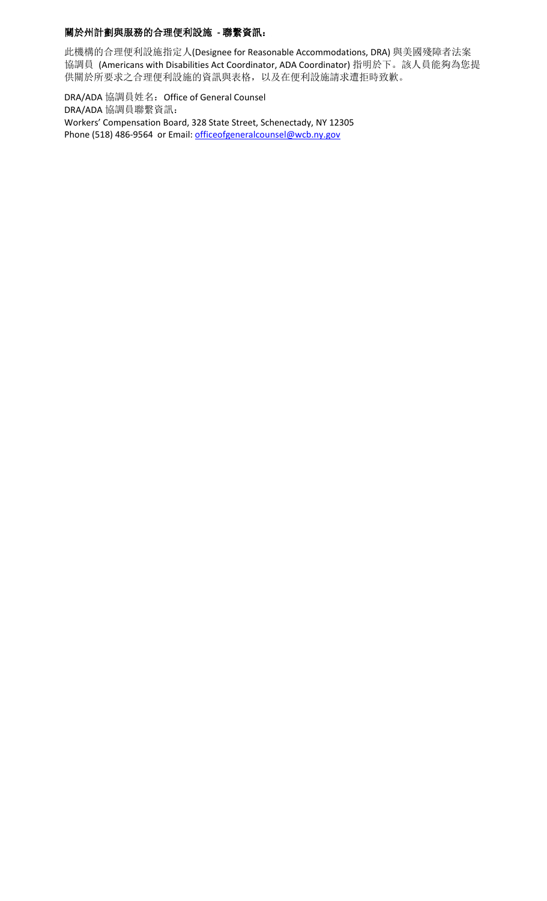**關於州計劃與服務的合理便利設施 - 聯繫資訊：**

此機構的合理便利設施指定人(Designee for Reasonable Accommodations, DRA) 與美國殘障者法案協調員 (Americans with Disabilities Act Coordinator, ADA Coordinator) 指明於下。該人員能夠為您提供關於所要求之合理便利設施的資訊與表格，以及在便利設施請求遭拒時致歉。

DRA/ADA 協調員姓名：Office of General Counsel
DRA/ADA 協調員聯繫資訊：
Workers' Compensation Board, 328 State Street, Schenectady, NY 12305
Phone (518) 486-9564 or Email: officeofgeneralcounsel@wcb.ny.gov